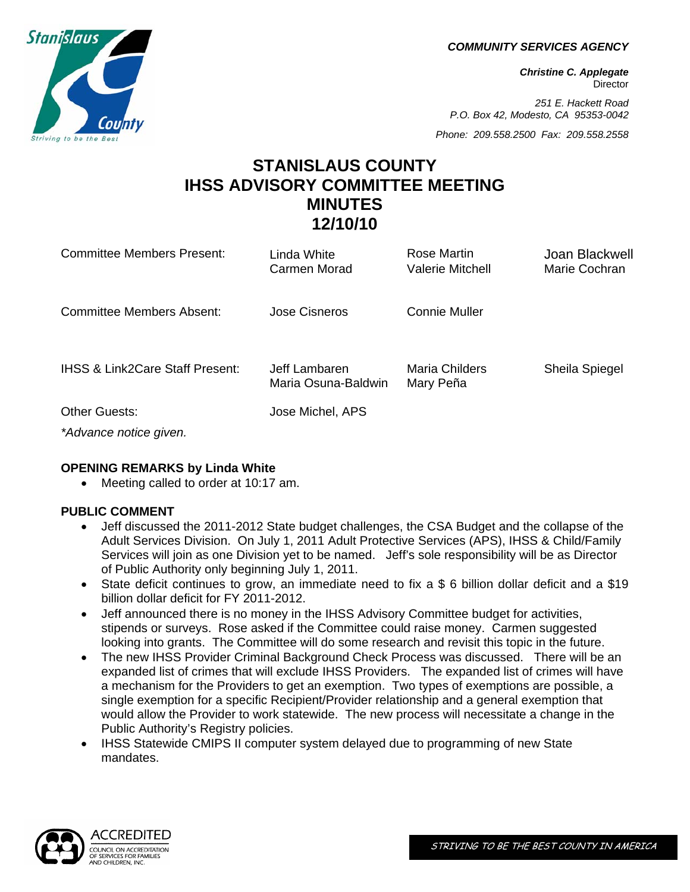**COMMUNITY SERVICES AGENCY**

***Christine C. Applegate***
Director

*251 E. Hackett Road*
*P.O. Box 42, Modesto, CA 95353-0042*

*Phone: 209.558.2500 Fax: 209.558.2558*

# STANISLAUS COUNTY
# IHSS ADVISORY COMMITTEE MEETING
# MINUTES
# 12/10/10

| | | | |
|---|---|---|---|
| Committee Members Present: | Linda White<br>Carmen Morad | Rose Martin<br>Valerie Mitchell | Joan Blackwell<br>Marie Cochran |
| Committee Members Absent: | Jose Cisneros | Connie Muller | |
| IHSS & Link2Care Staff Present: | Jeff Lambaren<br>Maria Osuna-Baldwin | Maria Childers<br>Mary Peña | Sheila Spiegel |
| Other Guests: | Jose Michel, APS | | |

*\*Advance notice given.*

**OPENING REMARKS by Linda White**

- Meeting called to order at 10:17 am.

**PUBLIC COMMENT**

- Jeff discussed the 2011-2012 State budget challenges, the CSA Budget and the collapse of the Adult Services Division. On July 1, 2011 Adult Protective Services (APS), IHSS & Child/Family Services will join as one Division yet to be named. Jeff's sole responsibility will be as Director of Public Authority only beginning July 1, 2011.
- State deficit continues to grow, an immediate need to fix a $ 6 billion dollar deficit and a $19 billion dollar deficit for FY 2011-2012.
- Jeff announced there is no money in the IHSS Advisory Committee budget for activities, stipends or surveys. Rose asked if the Committee could raise money. Carmen suggested looking into grants. The Committee will do some research and revisit this topic in the future.
- The new IHSS Provider Criminal Background Check Process was discussed. There will be an expanded list of crimes that will exclude IHSS Providers. The expanded list of crimes will have a mechanism for the Providers to get an exemption. Two types of exemptions are possible, a single exemption for a specific Recipient/Provider relationship and a general exemption that would allow the Provider to work statewide. The new process will necessitate a change in the Public Authority's Registry policies.
- IHSS Statewide CMIPS II computer system delayed due to programming of new State mandates.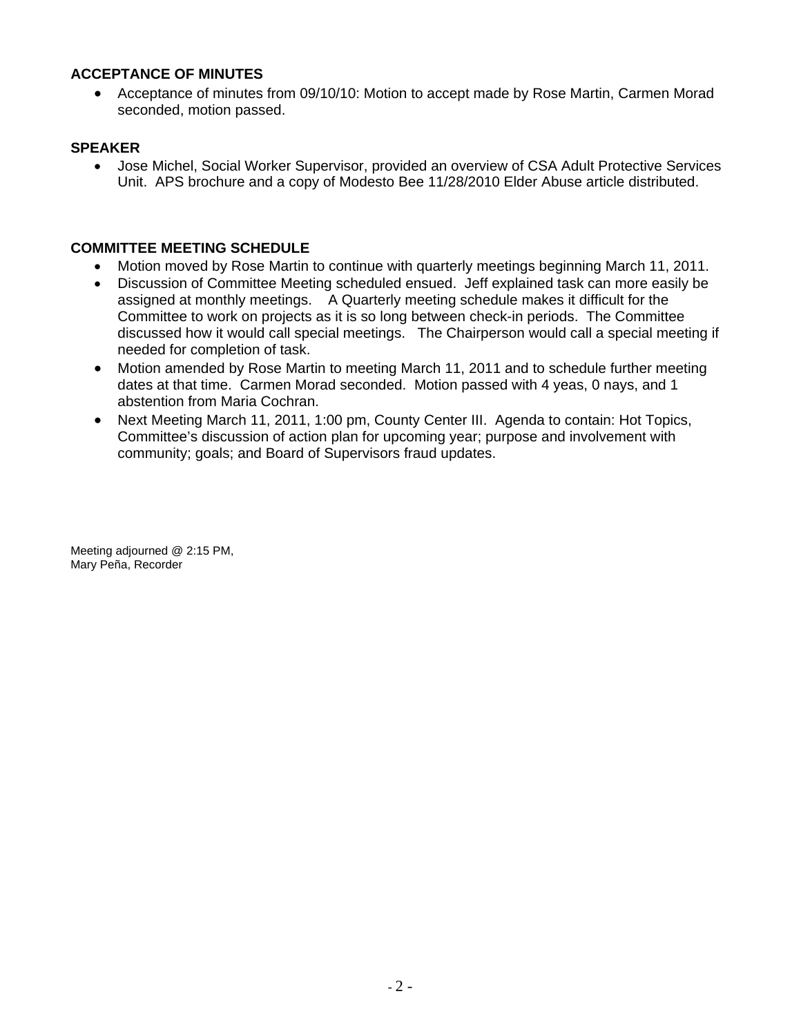**ACCEPTANCE OF MINUTES**

- Acceptance of minutes from 09/10/10: Motion to accept made by Rose Martin, Carmen Morad seconded, motion passed.

**SPEAKER**

- Jose Michel, Social Worker Supervisor, provided an overview of CSA Adult Protective Services Unit. APS brochure and a copy of Modesto Bee 11/28/2010 Elder Abuse article distributed.

**COMMITTEE MEETING SCHEDULE**

- Motion moved by Rose Martin to continue with quarterly meetings beginning March 11, 2011.
- Discussion of Committee Meeting scheduled ensued. Jeff explained task can more easily be assigned at monthly meetings. A Quarterly meeting schedule makes it difficult for the Committee to work on projects as it is so long between check-in periods. The Committee discussed how it would call special meetings. The Chairperson would call a special meeting if needed for completion of task.
- Motion amended by Rose Martin to meeting March 11, 2011 and to schedule further meeting dates at that time. Carmen Morad seconded. Motion passed with 4 yeas, 0 nays, and 1 abstention from Maria Cochran.
- Next Meeting March 11, 2011, 1:00 pm, County Center III. Agenda to contain: Hot Topics, Committee's discussion of action plan for upcoming year; purpose and involvement with community; goals; and Board of Supervisors fraud updates.

Meeting adjourned @ 2:15 PM,
Mary Peña, Recorder